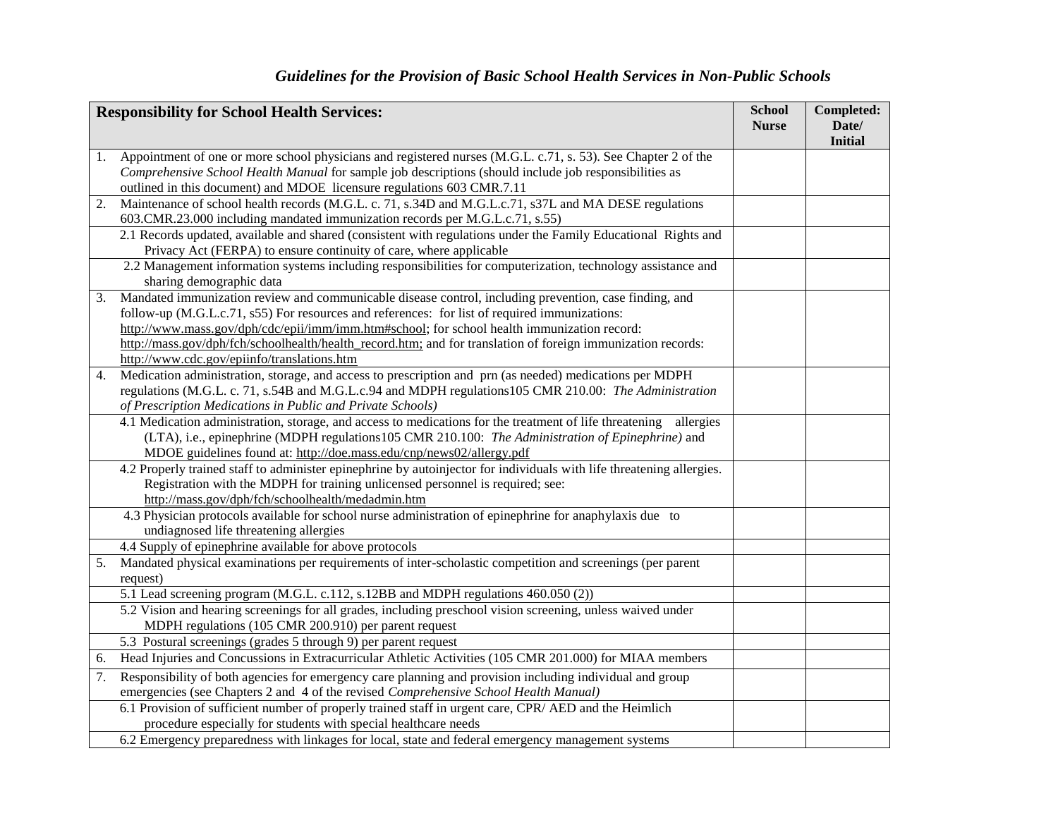*Guidelines for the Provision of Basic School Health Services in Non-Public Schools*

| Responsibility for School Health Services: | School Nurse | Completed: Date/ Initial |
|---|---|---|
| 1. Appointment of one or more school physicians and registered nurses (M.G.L. c.71, s. 53). See Chapter 2 of the *Comprehensive School Health Manual* for sample job descriptions (should include job responsibilities as outlined in this document) and MDOE licensure regulations 603 CMR.7.11 | | |
| 2. Maintenance of school health records (M.G.L. c. 71, s.34D and M.G.L.c.71, s37L and MA DESE regulations 603.CMR.23.000 including mandated immunization records per M.G.L.c.71, s.55) | | |
| 2.1 Records updated, available and shared (consistent with regulations under the Family Educational Rights and Privacy Act (FERPA) to ensure continuity of care, where applicable | | |
| 2.2 Management information systems including responsibilities for computerization, technology assistance and sharing demographic data | | |
| 3. Mandated immunization review and communicable disease control, including prevention, case finding, and follow-up (M.G.L.c.71, s55) For resources and references: for list of required immunizations: http://www.mass.gov/dph/cdc/epii/imm/imm.htm#school; for school health immunization record: http://mass.gov/dph/fch/schoolhealth/health_record.htm; and for translation of foreign immunization records: http://www.cdc.gov/epiinfo/translations.htm | | |
| 4. Medication administration, storage, and access to prescription and prn (as needed) medications per MDPH regulations (M.G.L. c. 71, s.54B and M.G.L.c.94 and MDPH regulations105 CMR 210.00: *The Administration of Prescription Medications in Public and Private Schools)* | | |
| 4.1 Medication administration, storage, and access to medications for the treatment of life threatening allergies (LTA), i.e., epinephrine (MDPH regulations105 CMR 210.100: *The Administration of Epinephrine)* and MDOE guidelines found at: http://doe.mass.edu/cnp/news02/allergy.pdf | | |
| 4.2 Properly trained staff to administer epinephrine by autoinjector for individuals with life threatening allergies. Registration with the MDPH for training unlicensed personnel is required; see: http://mass.gov/dph/fch/schoolhealth/medadmin.htm | | |
| 4.3 Physician protocols available for school nurse administration of epinephrine for anaphylaxis due to undiagnosed life threatening allergies | | |
| 4.4 Supply of epinephrine available for above protocols | | |
| 5. Mandated physical examinations per requirements of inter-scholastic competition and screenings (per parent request) | | |
| 5.1 Lead screening program (M.G.L. c.112, s.12BB and MDPH regulations 460.050 (2)) | | |
| 5.2 Vision and hearing screenings for all grades, including preschool vision screening, unless waived under MDPH regulations (105 CMR 200.910) per parent request | | |
| 5.3 Postural screenings (grades 5 through 9) per parent request | | |
| 6. Head Injuries and Concussions in Extracurricular Athletic Activities (105 CMR 201.000) for MIAA members | | |
| 7. Responsibility of both agencies for emergency care planning and provision including individual and group emergencies (see Chapters 2 and 4 of the revised *Comprehensive School Health Manual)* | | |
| 6.1 Provision of sufficient number of properly trained staff in urgent care, CPR/ AED and the Heimlich procedure especially for students with special healthcare needs | | |
| 6.2 Emergency preparedness with linkages for local, state and federal emergency management systems | | |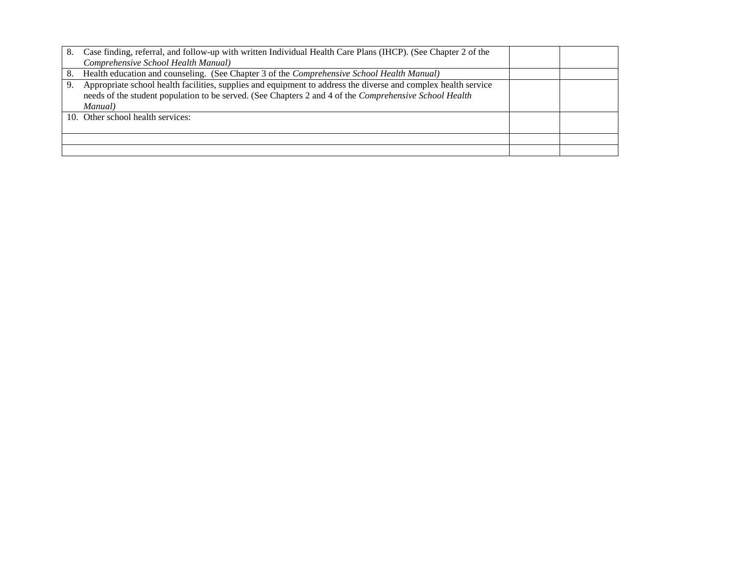| | | |
|---|---|---|
| 8. Case finding, referral, and follow-up with written Individual Health Care Plans (IHCP). (See Chapter 2 of the *Comprehensive School Health Manual)* | | |
| 8. Health education and counseling. (See Chapter 3 of the *Comprehensive School Health Manual)* | | |
| 9. Appropriate school health facilities, supplies and equipment to address the diverse and complex health service needs of the student population to be served. (See Chapters 2 and 4 of the *Comprehensive School Health Manual)* | | |
| 10. Other school health services: | | |
| | | |
| | | |